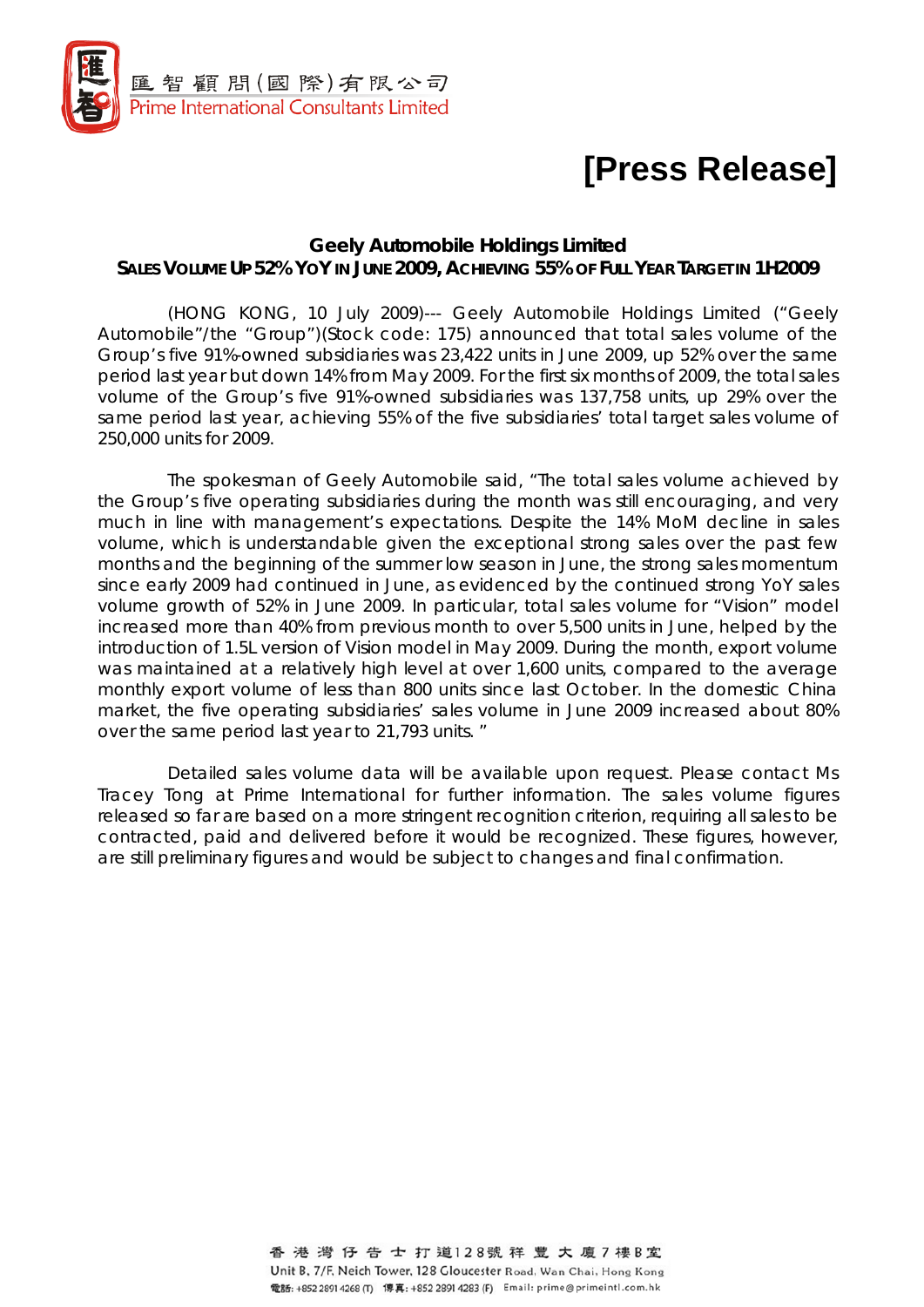匯智顧問(國際)有限公司
Prime International Consultants Limited

# [Press Release]

## Geely Automobile Holdings Limited

### SALES VOLUME UP 52% YOY IN JUNE 2009, ACHIEVING 55% OF FULL YEAR TARGET IN 1H2009

(HONG KONG, 10 July 2009)--- Geely Automobile Holdings Limited ("Geely Automobile"/the "Group")(Stock code: 175) announced that total sales volume of the Group's five 91%-owned subsidiaries was 23,422 units in June 2009, up 52% over the same period last year but down 14% from May 2009. For the first six months of 2009, the total sales volume of the Group's five 91%-owned subsidiaries was 137,758 units, up 29% over the same period last year, achieving 55% of the five subsidiaries' total target sales volume of 250,000 units for 2009.

The spokesman of Geely Automobile said, "The total sales volume achieved by the Group's five operating subsidiaries during the month was still encouraging, and very much in line with management's expectations. Despite the 14% MoM decline in sales volume, which is understandable given the exceptional strong sales over the past few months and the beginning of the summer low season in June, the strong sales momentum since early 2009 had continued in June, as evidenced by the continued strong YoY sales volume growth of 52% in June 2009. In particular, total sales volume for "Vision" model increased more than 40% from previous month to over 5,500 units in June, helped by the introduction of 1.5L version of Vision model in May 2009. During the month, export volume was maintained at a relatively high level at over 1,600 units, compared to the average monthly export volume of less than 800 units since last October. In the domestic China market, the five operating subsidiaries' sales volume in June 2009 increased about 80% over the same period last year to 21,793 units. "

Detailed sales volume data will be available upon request. Please contact Ms Tracey Tong at Prime International for further information. The sales volume figures released so far are based on a more stringent recognition criterion, requiring all sales to be contracted, paid and delivered before it would be recognized. These figures, however, are still preliminary figures and would be subject to changes and final confirmation.

香港灣仔告士打道128號祥豐大廈7樓B室
Unit B, 7/F, Neich Tower, 128 Gloucester Road, Wan Chai, Hong Kong
電話: +852 2891 4268 (T) 傳真: +852 2891 4283 (F) Email: prime@primeintl.com.hk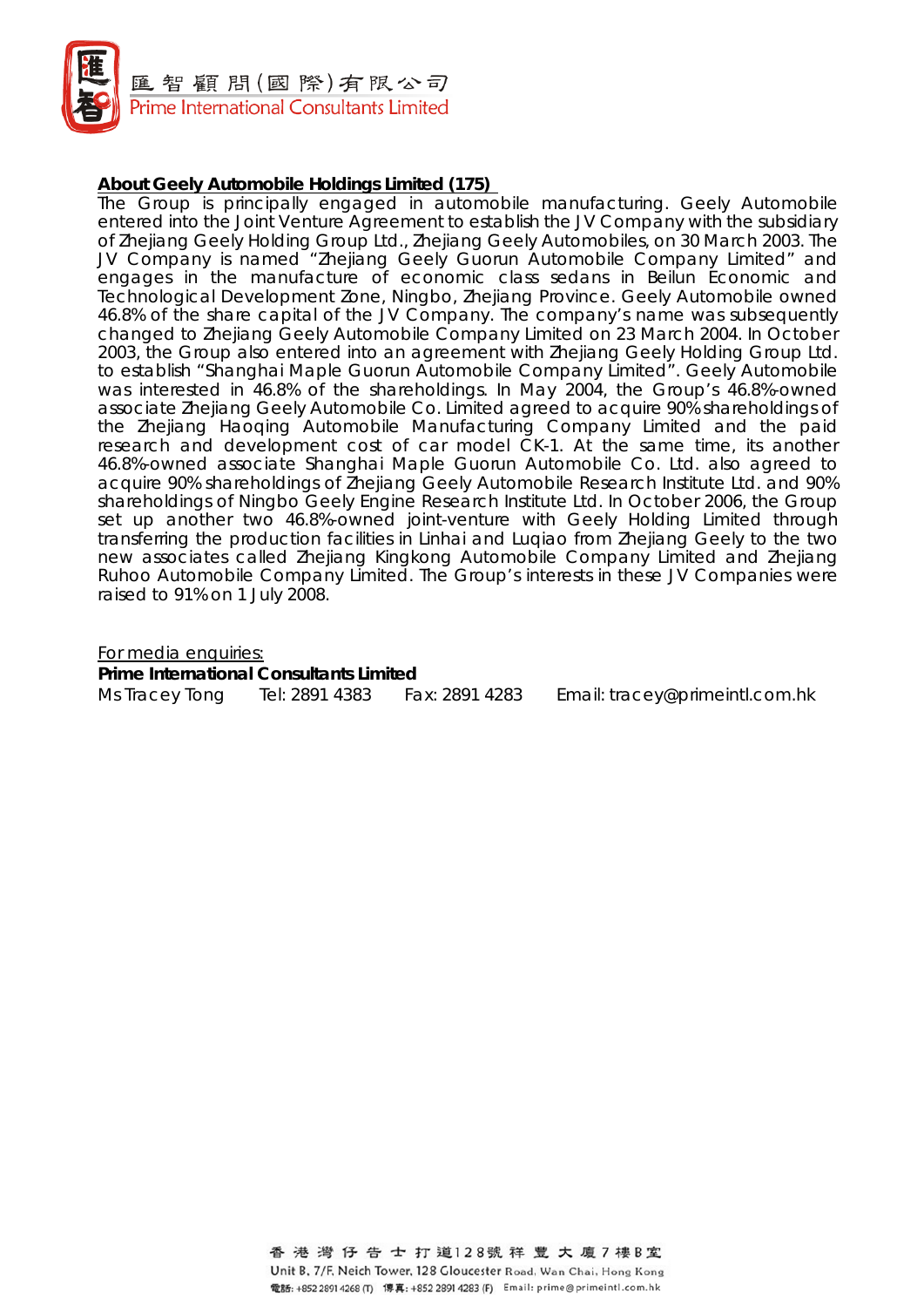**About Geely Automobile Holdings Limited (175)**

The Group is principally engaged in automobile manufacturing. Geely Automobile entered into the Joint Venture Agreement to establish the JV Company with the subsidiary of Zhejiang Geely Holding Group Ltd., Zhejiang Geely Automobiles, on 30 March 2003. The JV Company is named "Zhejiang Geely Guorun Automobile Company Limited" and engages in the manufacture of economic class sedans in Beilun Economic and Technological Development Zone, Ningbo, Zhejiang Province. Geely Automobile owned 46.8% of the share capital of the JV Company. The company's name was subsequently changed to Zhejiang Geely Automobile Company Limited on 23 March 2004. In October 2003, the Group also entered into an agreement with Zhejiang Geely Holding Group Ltd. to establish "Shanghai Maple Guorun Automobile Company Limited". Geely Automobile was interested in 46.8% of the shareholdings. In May 2004, the Group's 46.8%-owned associate Zhejiang Geely Automobile Co. Limited agreed to acquire 90% shareholdings of the Zhejiang Haoqing Automobile Manufacturing Company Limited and the paid research and development cost of car model CK-1. At the same time, its another 46.8%-owned associate Shanghai Maple Guorun Automobile Co. Ltd. also agreed to acquire 90% shareholdings of Zhejiang Geely Automobile Research Institute Ltd. and 90% shareholdings of Ningbo Geely Engine Research Institute Ltd. In October 2006, the Group set up another two 46.8%-owned joint-venture with Geely Holding Limited through transferring the production facilities in Linhai and Luqiao from Zhejiang Geely to the two new associates called Zhejiang Kingkong Automobile Company Limited and Zhejiang Ruhoo Automobile Company Limited. The Group's interests in these JV Companies were raised to 91% on 1 July 2008.

For media enquiries:

**Prime International Consultants Limited**

Ms Tracey Tong Tel: 2891 4383 Fax: 2891 4283 Email: tracey@primeintl.com.hk